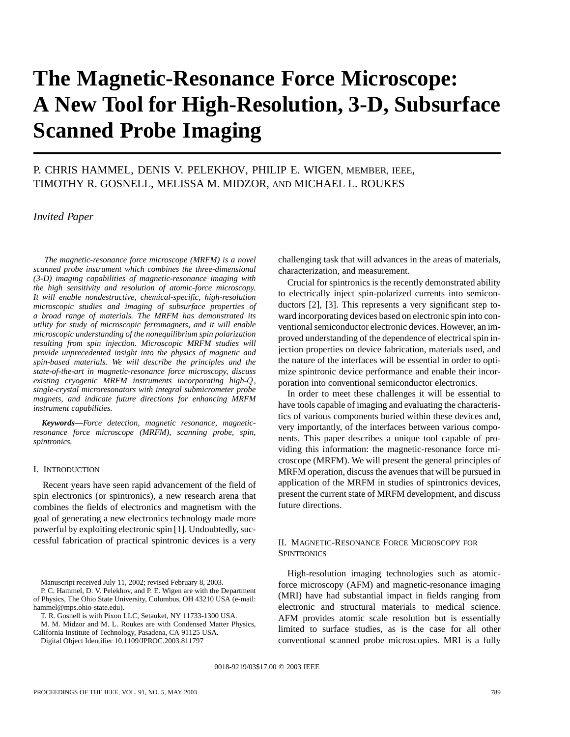# The Magnetic-Resonance Force Microscope: A New Tool for High-Resolution, 3-D, Subsurface Scanned Probe Imaging

P. CHRIS HAMMEL, DENIS V. PELEKHOV, PHILIP E. WIGEN, MEMBER, IEEE, TIMOTHY R. GOSNELL, MELISSA M. MIDZOR, AND MICHAEL L. ROUKES

*Invited Paper*

*The magnetic-resonance force microscope (MRFM) is a novel scanned probe instrument which combines the three-dimensional (3-D) imaging capabilities of magnetic-resonance imaging with the high sensitivity and resolution of atomic-force microscopy. It will enable nondestructive, chemical-specific, high-resolution microscopic studies and imaging of subsurface properties of a broad range of materials. The MRFM has demonstrated its utility for study of microscopic ferromagnets, and it will enable microscopic understanding of the nonequilibrium spin polarization resulting from spin injection. Microscopic MRFM studies will provide unprecedented insight into the physics of magnetic and spin-based materials. We will describe the principles and the state-of-the-art in magnetic-resonance force microscopy, discuss existing cryogenic MRFM instruments incorporating high-$Q$, single-crystal microresonators with integral submicrometer probe magnets, and indicate future directions for enhancing MRFM instrument capabilities.*

***Keywords*****—***Force detection, magnetic resonance, magnetic-resonance force microscope (MRFM), scanning probe, spin, spintronics.*

## I. INTRODUCTION

Recent years have seen rapid advancement of the field of spin electronics (or spintronics), a new research arena that combines the fields of electronics and magnetism with the goal of generating a new electronics technology made more powerful by exploiting electronic spin [1]. Undoubtedly, successful fabrication of practical spintronic devices is a very challenging task that will advances in the areas of materials, characterization, and measurement.

Crucial for spintronics is the recently demonstrated ability to electrically inject spin-polarized currents into semiconductors [2], [3]. This represents a very significant step toward incorporating devices based on electronic spin into conventional semiconductor electronic devices. However, an improved understanding of the dependence of electrical spin injection properties on device fabrication, materials used, and the nature of the interfaces will be essential in order to optimize spintronic device performance and enable their incorporation into conventional semiconductor electronics.

In order to meet these challenges it will be essential to have tools capable of imaging and evaluating the characteristics of various components buried within these devices and, very importantly, of the interfaces between various components. This paper describes a unique tool capable of providing this information: the magnetic-resonance force microscope (MRFM). We will present the general principles of MRFM operation, discuss the avenues that will be pursued in application of the MRFM in studies of spintronics devices, present the current state of MRFM development, and discuss future directions.

## II. MAGNETIC-RESONANCE FORCE MICROSCOPY FOR SPINTRONICS

High-resolution imaging technologies such as atomic-force microscopy (AFM) and magnetic-resonance imaging (MRI) have had substantial impact in fields ranging from electronic and structural materials to medical science. AFM provides atomic scale resolution but is essentially limited to surface studies, as is the case for all other conventional scanned probe microscopies. MRI is a fully

Manuscript received July 11, 2002; revised February 8, 2003.

P. C. Hammel, D. V. Pelekhov, and P. E. Wigen are with the Department of Physics, The Ohio State University, Columbus, OH 43210 USA (e-mail: hammel@mps.ohio-state.edu).

T. R. Gosnell is with Pixon LLC, Setauket, NY 11733-1300 USA.

M. M. Midzor and M. L. Roukes are with Condensed Matter Physics, California Institute of Technology, Pasadena, CA 91125 USA.

Digital Object Identifier 10.1109/JPROC.2003.811797

0018-9219/03$17.00 © 2003 IEEE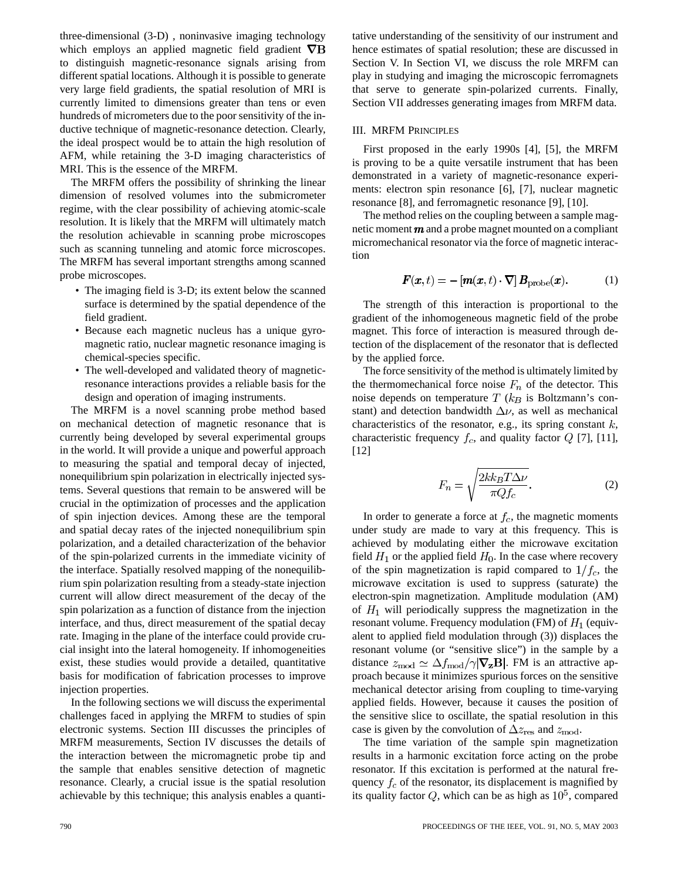three-dimensional (3-D) , noninvasive imaging technology which employs an applied magnetic field gradient $\nabla \mathbf{B}$ to distinguish magnetic-resonance signals arising from different spatial locations. Although it is possible to generate very large field gradients, the spatial resolution of MRI is currently limited to dimensions greater than tens or even hundreds of micrometers due to the poor sensitivity of the inductive technique of magnetic-resonance detection. Clearly, the ideal prospect would be to attain the high resolution of AFM, while retaining the 3-D imaging characteristics of MRI. This is the essence of the MRFM.

The MRFM offers the possibility of shrinking the linear dimension of resolved volumes into the submicrometer regime, with the clear possibility of achieving atomic-scale resolution. It is likely that the MRFM will ultimately match the resolution achievable in scanning probe microscopes such as scanning tunneling and atomic force microscopes. The MRFM has several important strengths among scanned probe microscopes.

- The imaging field is 3-D; its extent below the scanned surface is determined by the spatial dependence of the field gradient.
- Because each magnetic nucleus has a unique gyromagnetic ratio, nuclear magnetic resonance imaging is chemical-species specific.
- The well-developed and validated theory of magnetic-resonance interactions provides a reliable basis for the design and operation of imaging instruments.

The MRFM is a novel scanning probe method based on mechanical detection of magnetic resonance that is currently being developed by several experimental groups in the world. It will provide a unique and powerful approach to measuring the spatial and temporal decay of injected, nonequilibrium spin polarization in electrically injected systems. Several questions that remain to be answered will be crucial in the optimization of processes and the application of spin injection devices. Among these are the temporal and spatial decay rates of the injected nonequilibrium spin polarization, and a detailed characterization of the behavior of the spin-polarized currents in the immediate vicinity of the interface. Spatially resolved mapping of the nonequilibrium spin polarization resulting from a steady-state injection current will allow direct measurement of the decay of the spin polarization as a function of distance from the injection interface, and thus, direct measurement of the spatial decay rate. Imaging in the plane of the interface could provide crucial insight into the lateral homogeneity. If inhomogeneities exist, these studies would provide a detailed, quantitative basis for modification of fabrication processes to improve injection properties.

In the following sections we will discuss the experimental challenges faced in applying the MRFM to studies of spin electronic systems. Section III discusses the principles of MRFM measurements, Section IV discusses the details of the interaction between the micromagnetic probe tip and the sample that enables sensitive detection of magnetic resonance. Clearly, a crucial issue is the spatial resolution achievable by this technique; this analysis enables a quantitative understanding of the sensitivity of our instrument and hence estimates of spatial resolution; these are discussed in Section V. In Section VI, we discuss the role MRFM can play in studying and imaging the microscopic ferromagnets that serve to generate spin-polarized currents. Finally, Section VII addresses generating images from MRFM data.

## III. MRFM PRINCIPLES

First proposed in the early 1990s [4], [5], the MRFM is proving to be a quite versatile instrument that has been demonstrated in a variety of magnetic-resonance experiments: electron spin resonance [6], [7], nuclear magnetic resonance [8], and ferromagnetic resonance [9], [10].

The method relies on the coupling between a sample magnetic moment $\boldsymbol{m}$ and a probe magnet mounted on a compliant micromechanical resonator via the force of magnetic interaction

$$\boldsymbol{F}(\boldsymbol{x},t) = -\left[\boldsymbol{m}(\boldsymbol{x},t)\cdot\boldsymbol{\nabla}\right]\boldsymbol{B}_{\mathrm{probe}}(\boldsymbol{x}). \tag{1}$$

The strength of this interaction is proportional to the gradient of the inhomogeneous magnetic field of the probe magnet. This force of interaction is measured through detection of the displacement of the resonator that is deflected by the applied force.

The force sensitivity of the method is ultimately limited by the thermomechanical force noise $F_n$ of the detector. This noise depends on temperature $T$ ($k_B$ is Boltzmann's constant) and detection bandwidth $\Delta\nu$, as well as mechanical characteristics of the resonator, e.g., its spring constant $k$, characteristic frequency $f_c$, and quality factor $Q$ [7], [11], [12]

$$F_n = \sqrt{\frac{2kk_BT\Delta\nu}{\pi Q f_c}}. \tag{2}$$

In order to generate a force at $f_c$, the magnetic moments under study are made to vary at this frequency. This is achieved by modulating either the microwave excitation field $H_1$ or the applied field $H_0$. In the case where recovery of the spin magnetization is rapid compared to $1/f_c$, the microwave excitation is used to suppress (saturate) the electron-spin magnetization. Amplitude modulation (AM) of $H_1$ will periodically suppress the magnetization in the resonant volume. Frequency modulation (FM) of $H_1$ (equivalent to applied field modulation through (3)) displaces the resonant volume (or "sensitive slice") in the sample by a distance $z_{\mathrm{mod}} \simeq \Delta f_{\mathrm{mod}}/\gamma|\nabla_{\mathbf{z}}\mathbf{B}|$. FM is an attractive approach because it minimizes spurious forces on the sensitive mechanical detector arising from coupling to time-varying applied fields. However, because it causes the position of the sensitive slice to oscillate, the spatial resolution in this case is given by the convolution of $\Delta z_{\mathrm{res}}$ and $z_{\mathrm{mod}}$.

The time variation of the sample spin magnetization results in a harmonic excitation force acting on the probe resonator. If this excitation is performed at the natural frequency $f_c$ of the resonator, its displacement is magnified by its quality factor $Q$, which can be as high as $10^5$, compared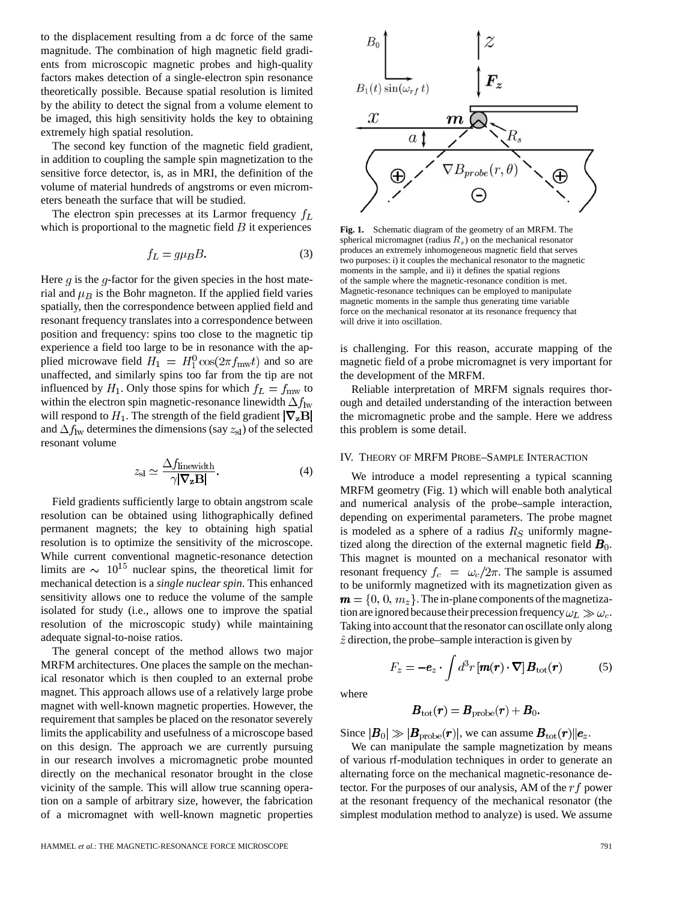to the displacement resulting from a dc force of the same magnitude. The combination of high magnetic field gradients from microscopic magnetic probes and high-quality factors makes detection of a single-electron spin resonance theoretically possible. Because spatial resolution is limited by the ability to detect the signal from a volume element to be imaged, this high sensitivity holds the key to obtaining extremely high spatial resolution.

The second key function of the magnetic field gradient, in addition to coupling the sample spin magnetization to the sensitive force detector, is, as in MRI, the definition of the volume of material hundreds of angstroms or even micrometers beneath the surface that will be studied.

The electron spin precesses at its Larmor frequency $f_L$ which is proportional to the magnetic field $B$ it experiences

$$f_L = g\mu_B B. \tag{3}$$

Here $g$ is the $g$-factor for the given species in the host material and $\mu_B$ is the Bohr magneton. If the applied field varies spatially, then the correspondence between applied field and resonant frequency translates into a correspondence between position and frequency: spins too close to the magnetic tip experience a field too large to be in resonance with the applied microwave field $H_1 = H_1^0 \cos(2\pi f_{\text{mw}} t)$ and so are unaffected, and similarly spins too far from the tip are not influenced by $H_1$. Only those spins for which $f_L = f_{\text{mw}}$ to within the electron spin magnetic-resonance linewidth $\Delta f_{\text{lw}}$ will respond to $H_1$. The strength of the field gradient $|\nabla_z \mathbf{B}|$ and $\Delta f_{\text{lw}}$ determines the dimensions (say $z_{\text{sl}}$) of the selected resonant volume

$$z_{\text{sl}} \simeq \frac{\Delta f_{\text{linewidth}}}{\gamma |\nabla_z \mathbf{B}|}. \tag{4}$$

Field gradients sufficiently large to obtain angstrom scale resolution can be obtained using lithographically defined permanent magnets; the key to obtaining high spatial resolution is to optimize the sensitivity of the microscope. While current conventional magnetic-resonance detection limits are $\sim 10^{15}$ nuclear spins, the theoretical limit for mechanical detection is a *single nuclear spin*. This enhanced sensitivity allows one to reduce the volume of the sample isolated for study (i.e., allows one to improve the spatial resolution of the microscopic study) while maintaining adequate signal-to-noise ratios.

The general concept of the method allows two major MRFM architectures. One places the sample on the mechanical resonator which is then coupled to an external probe magnet. This approach allows use of a relatively large probe magnet with well-known magnetic properties. However, the requirement that samples be placed on the resonator severely limits the applicability and usefulness of a microscope based on this design. The approach we are currently pursuing in our research involves a micromagnetic probe mounted directly on the mechanical resonator brought in the close vicinity of the sample. This will allow true scanning operation on a sample of arbitrary size, however, the fabrication of a micromagnet with well-known magnetic properties is challenging. For this reason, accurate mapping of the magnetic field of a probe micromagnet is very important for the development of the MRFM.

$B_0$

$z$

$B_1(t)\sin(\omega_{rf}t)$

$F_z$

$x$

$m$

$a$

$R_s$

$\nabla B_{probe}(r,\theta)$

⊕ ⊖ ⊕

**Fig. 1.** Schematic diagram of the geometry of an MRFM. The spherical micromagnet (radius $R_s$) on the mechanical resonator produces an extremely inhomogeneous magnetic field that serves two purposes: i) it couples the mechanical resonator to the magnetic moments in the sample, and ii) it defines the spatial regions of the sample where the magnetic-resonance condition is met. Magnetic-resonance techniques can be employed to manipulate magnetic moments in the sample thus generating time variable force on the mechanical resonator at its resonance frequency that will drive it into oscillation.

Reliable interpretation of MRFM signals requires thorough and detailed understanding of the interaction between the micromagnetic probe and the sample. Here we address this problem is some detail.

## IV. Theory of MRFM Probe–Sample Interaction

We introduce a model representing a typical scanning MRFM geometry (Fig. 1) which will enable both analytical and numerical analysis of the probe–sample interaction, depending on experimental parameters. The probe magnet is modeled as a sphere of a radius $R_S$ uniformly magnetized along the direction of the external magnetic field $\boldsymbol{B}_0$. This magnet is mounted on a mechanical resonator with resonant frequency $f_c = \omega_c/2\pi$. The sample is assumed to be uniformly magnetized with its magnetization given as $\boldsymbol{m} = \{0, 0, m_z\}$. The in-plane components of the magnetization are ignored because their precession frequency $\omega_L \gg \omega_c$. Taking into account that the resonator can oscillate only along $\hat{z}$ direction, the probe–sample interaction is given by

$$F_z = -\boldsymbol{e}_z \cdot \int d^3 r \, [\boldsymbol{m}(\boldsymbol{r}) \cdot \boldsymbol{\nabla}] \boldsymbol{B}_{\text{tot}}(\boldsymbol{r}) \tag{5}$$

where

$$\boldsymbol{B}_{\text{tot}}(\boldsymbol{r}) = \boldsymbol{B}_{\text{probe}}(\boldsymbol{r}) + \boldsymbol{B}_0.$$

Since $|\boldsymbol{B}_0| \gg |\boldsymbol{B}_{\text{probe}}(\boldsymbol{r})|$, we can assume $\boldsymbol{B}_{\text{tot}}(\boldsymbol{r}) \| \boldsymbol{e}_z$.

We can manipulate the sample magnetization by means of various rf-modulation techniques in order to generate an alternating force on the mechanical magnetic-resonance detector. For the purposes of our analysis, AM of the $rf$ power at the resonant frequency of the mechanical resonator (the simplest modulation method to analyze) is used. We assume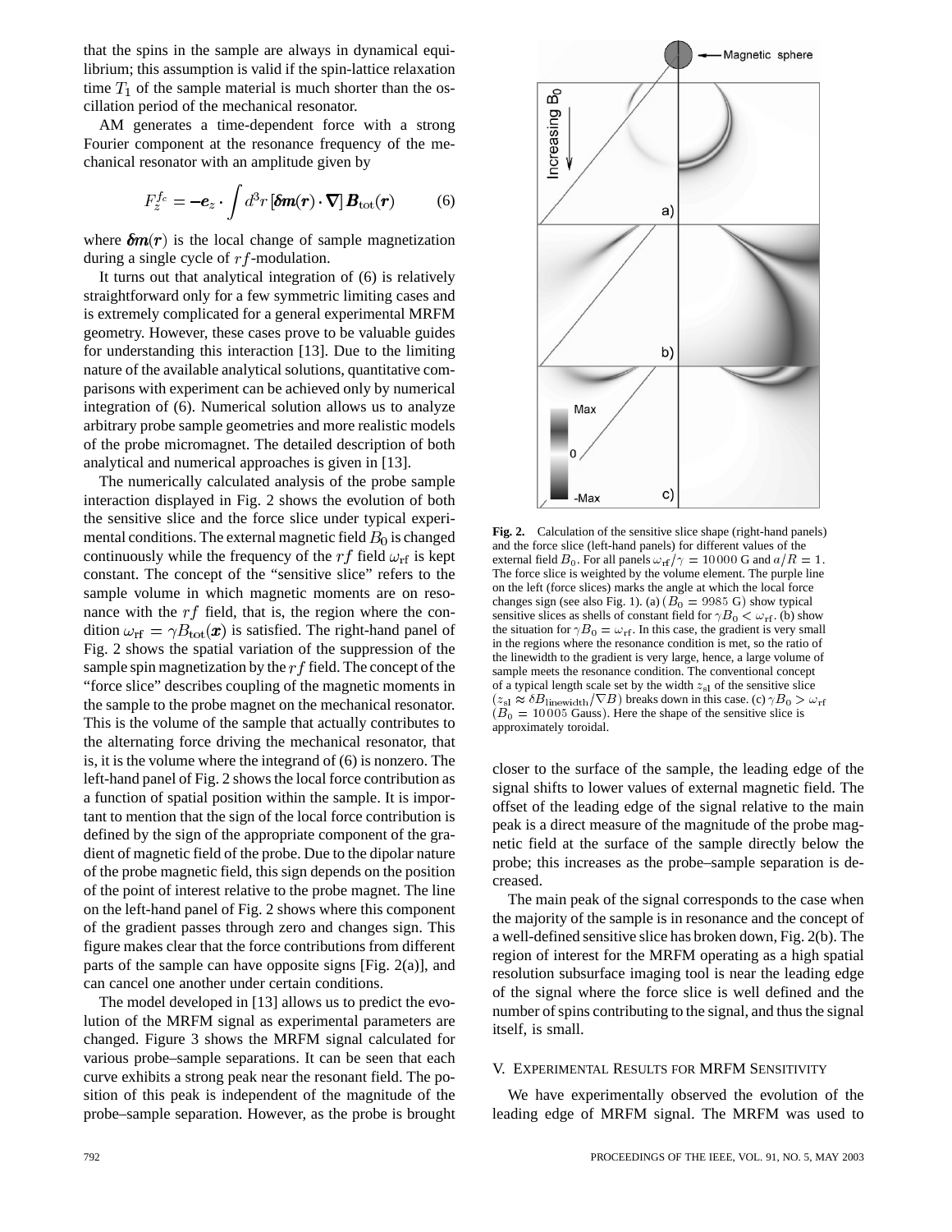that the spins in the sample are always in dynamical equilibrium; this assumption is valid if the spin-lattice relaxation time $T_1$ of the sample material is much shorter than the oscillation period of the mechanical resonator.

AM generates a time-dependent force with a strong Fourier component at the resonance frequency of the mechanical resonator with an amplitude given by

$$F_z^{f_c} = -\boldsymbol{e}_z \cdot \int d^3r \, [\boldsymbol{\delta m}(\boldsymbol{r}) \cdot \boldsymbol{\nabla}] \, \boldsymbol{B}_{\text{tot}}(\boldsymbol{r}) \qquad (6)$$

where $\boldsymbol{\delta m}(\boldsymbol{r})$ is the local change of sample magnetization during a single cycle of $rf$-modulation.

It turns out that analytical integration of (6) is relatively straightforward only for a few symmetric limiting cases and is extremely complicated for a general experimental MRFM geometry. However, these cases prove to be valuable guides for understanding this interaction [13]. Due to the limiting nature of the available analytical solutions, quantitative comparisons with experiment can be achieved only by numerical integration of (6). Numerical solution allows us to analyze arbitrary probe sample geometries and more realistic models of the probe micromagnet. The detailed description of both analytical and numerical approaches is given in [13].

The numerically calculated analysis of the probe sample interaction displayed in Fig. 2 shows the evolution of both the sensitive slice and the force slice under typical experimental conditions. The external magnetic field $B_0$ is changed continuously while the frequency of the $rf$ field $\omega_{\text{rf}}$ is kept constant. The concept of the "sensitive slice" refers to the sample volume in which magnetic moments are on resonance with the $rf$ field, that is, the region where the condition $\omega_{\text{rf}} = \gamma B_{\text{tot}}(\boldsymbol{x})$ is satisfied. The right-hand panel of Fig. 2 shows the spatial variation of the suppression of the sample spin magnetization by the $rf$ field. The concept of the "force slice" describes coupling of the magnetic moments in the sample to the probe magnet on the mechanical resonator. This is the volume of the sample that actually contributes to the alternating force driving the mechanical resonator, that is, it is the volume where the integrand of (6) is nonzero. The left-hand panel of Fig. 2 shows the local force contribution as a function of spatial position within the sample. It is important to mention that the sign of the local force contribution is defined by the sign of the appropriate component of the gradient of magnetic field of the probe. Due to the dipolar nature of the probe magnetic field, this sign depends on the position of the point of interest relative to the probe magnet. The line on the left-hand panel of Fig. 2 shows where this component of the gradient passes through zero and changes sign. This figure makes clear that the force contributions from different parts of the sample can have opposite signs [Fig. 2(a)], and can cancel one another under certain conditions.

The model developed in [13] allows us to predict the evolution of the MRFM signal as experimental parameters are changed. Figure 3 shows the MRFM signal calculated for various probe–sample separations. It can be seen that each curve exhibits a strong peak near the resonant field. The position of this peak is independent of the magnitude of the probe–sample separation. However, as the probe is brought closer to the surface of the sample, the leading edge of the signal shifts to lower values of external magnetic field. The offset of the leading edge of the signal relative to the main peak is a direct measure of the magnitude of the probe magnetic field at the surface of the sample directly below the probe; this increases as the probe–sample separation is decreased.

**Fig. 2.** Calculation of the sensitive slice shape (right-hand panels) and the force slice (left-hand panels) for different values of the external field $B_0$. For all panels $\omega_{\text{rf}}/\gamma = 10\,000$ G and $a/R = 1$. The force slice is weighted by the volume element. The purple line on the left (force slices) marks the angle at which the local force changes sign (see also Fig. 1). (a) ($B_0 = 9985$ G) show typical sensitive slices as shells of constant field for $\gamma B_0 < \omega_{\text{rf}}$. (b) show the situation for $\gamma B_0 = \omega_{\text{rf}}$. In this case, the gradient is very small in the regions where the resonance condition is met, so the ratio of the linewidth to the gradient is very large, hence, a large volume of sample meets the resonance condition. The conventional concept of a typical length scale set by the width $z_{\text{sl}}$ of the sensitive slice ($z_{\text{sl}} \approx \delta B_{\text{linewidth}}/\nabla B$) breaks down in this case. (c) $\gamma B_0 > \omega_{\text{rf}}$ ($B_0 = 10\,005$ Gauss). Here the shape of the sensitive slice is approximately toroidal.

The main peak of the signal corresponds to the case when the majority of the sample is in resonance and the concept of a well-defined sensitive slice has broken down, Fig. 2(b). The region of interest for the MRFM operating as a high spatial resolution subsurface imaging tool is near the leading edge of the signal where the force slice is well defined and the number of spins contributing to the signal, and thus the signal itself, is small.

## V. Experimental Results for MRFM Sensitivity

We have experimentally observed the evolution of the leading edge of MRFM signal. The MRFM was used to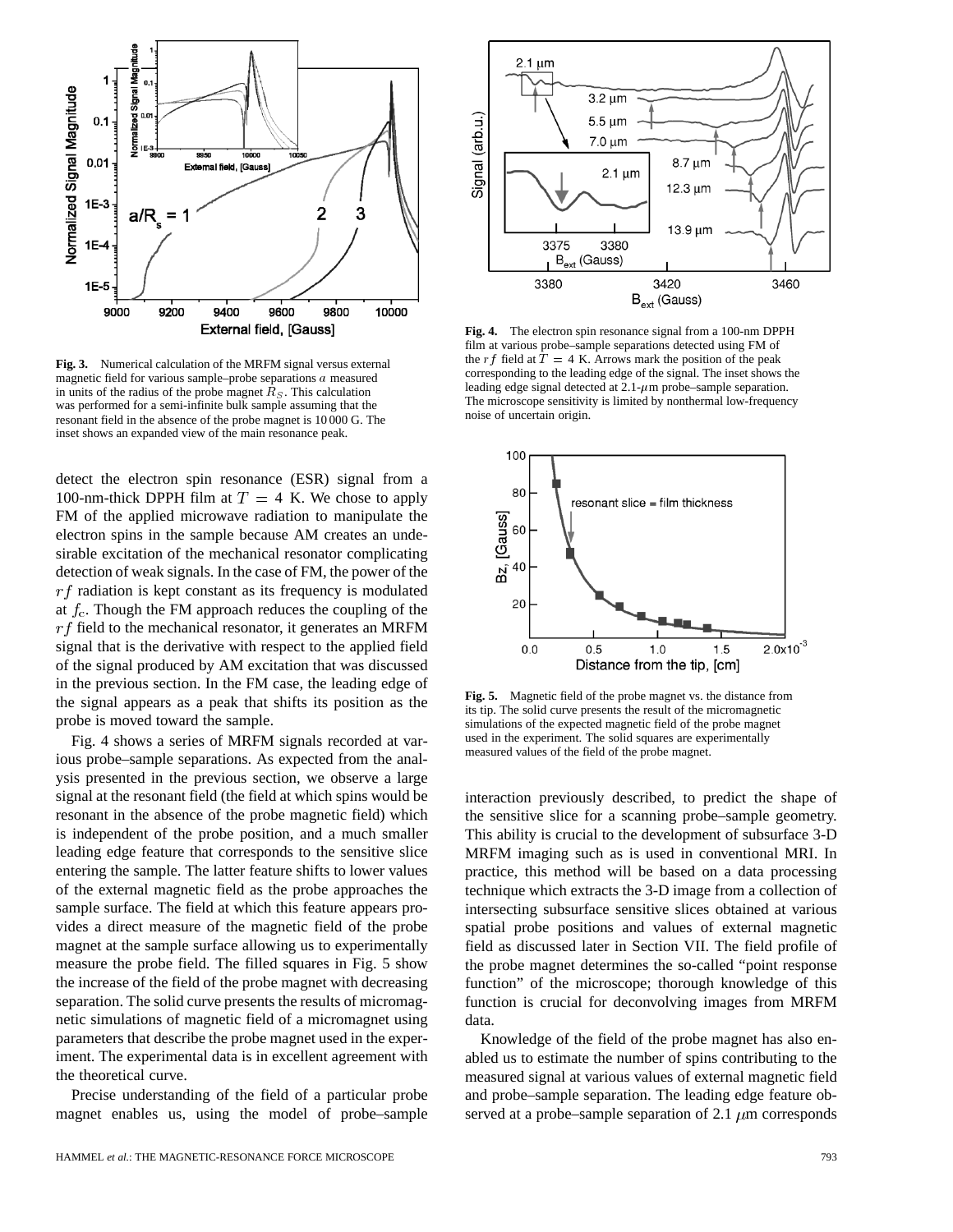Fig. 3. Numerical calculation of the MRFM signal versus external magnetic field for various sample–probe separations $a$ measured in units of the radius of the probe magnet $R_S$. This calculation was performed for a semi-infinite bulk sample assuming that the resonant field in the absence of the probe magnet is 10 000 G. The inset shows an expanded view of the main resonance peak.

detect the electron spin resonance (ESR) signal from a 100-nm-thick DPPH film at $T = 4$ K. We chose to apply FM of the applied microwave radiation to manipulate the electron spins in the sample because AM creates an undesirable excitation of the mechanical resonator complicating detection of weak signals. In the case of FM, the power of the $rf$ radiation is kept constant as its frequency is modulated at $f_c$. Though the FM approach reduces the coupling of the $rf$ field to the mechanical resonator, it generates an MRFM signal that is the derivative with respect to the applied field of the signal produced by AM excitation that was discussed in the previous section. In the FM case, the leading edge of the signal appears as a peak that shifts its position as the probe is moved toward the sample.

Fig. 4 shows a series of MRFM signals recorded at various probe–sample separations. As expected from the analysis presented in the previous section, we observe a large signal at the resonant field (the field at which spins would be resonant in the absence of the probe magnetic field) which is independent of the probe position, and a much smaller leading edge feature that corresponds to the sensitive slice entering the sample. The latter feature shifts to lower values of the external magnetic field as the probe approaches the sample surface. The field at which this feature appears provides a direct measure of the magnetic field of the probe magnet at the sample surface allowing us to experimentally measure the probe field. The filled squares in Fig. 5 show the increase of the field of the probe magnet with decreasing separation. The solid curve presents the results of micromagnetic simulations of magnetic field of a micromagnet using parameters that describe the probe magnet used in the experiment. The experimental data is in excellent agreement with the theoretical curve.

Precise understanding of the field of a particular probe magnet enables us, using the model of probe–sample

Fig. 4. The electron spin resonance signal from a 100-nm DPPH film at various probe–sample separations detected using FM of the $rf$ field at $T = 4$ K. Arrows mark the position of the peak corresponding to the leading edge of the signal. The inset shows the leading edge signal detected at 2.1-$\mu$m probe–sample separation. The microscope sensitivity is limited by nonthermal low-frequency noise of uncertain origin.

Fig. 5. Magnetic field of the probe magnet vs. the distance from its tip. The solid curve presents the result of the micromagnetic simulations of the expected magnetic field of the probe magnet used in the experiment. The solid squares are experimentally measured values of the field of the probe magnet.

interaction previously described, to predict the shape of the sensitive slice for a scanning probe–sample geometry. This ability is crucial to the development of subsurface 3-D MRFM imaging such as is used in conventional MRI. In practice, this method will be based on a data processing technique which extracts the 3-D image from a collection of intersecting subsurface sensitive slices obtained at various spatial probe positions and values of external magnetic field as discussed later in Section VII. The field profile of the probe magnet determines the so-called "point response function" of the microscope; thorough knowledge of this function is crucial for deconvolving images from MRFM data.

Knowledge of the field of the probe magnet has also enabled us to estimate the number of spins contributing to the measured signal at various values of external magnetic field and probe–sample separation. The leading edge feature observed at a probe–sample separation of 2.1 $\mu$m corresponds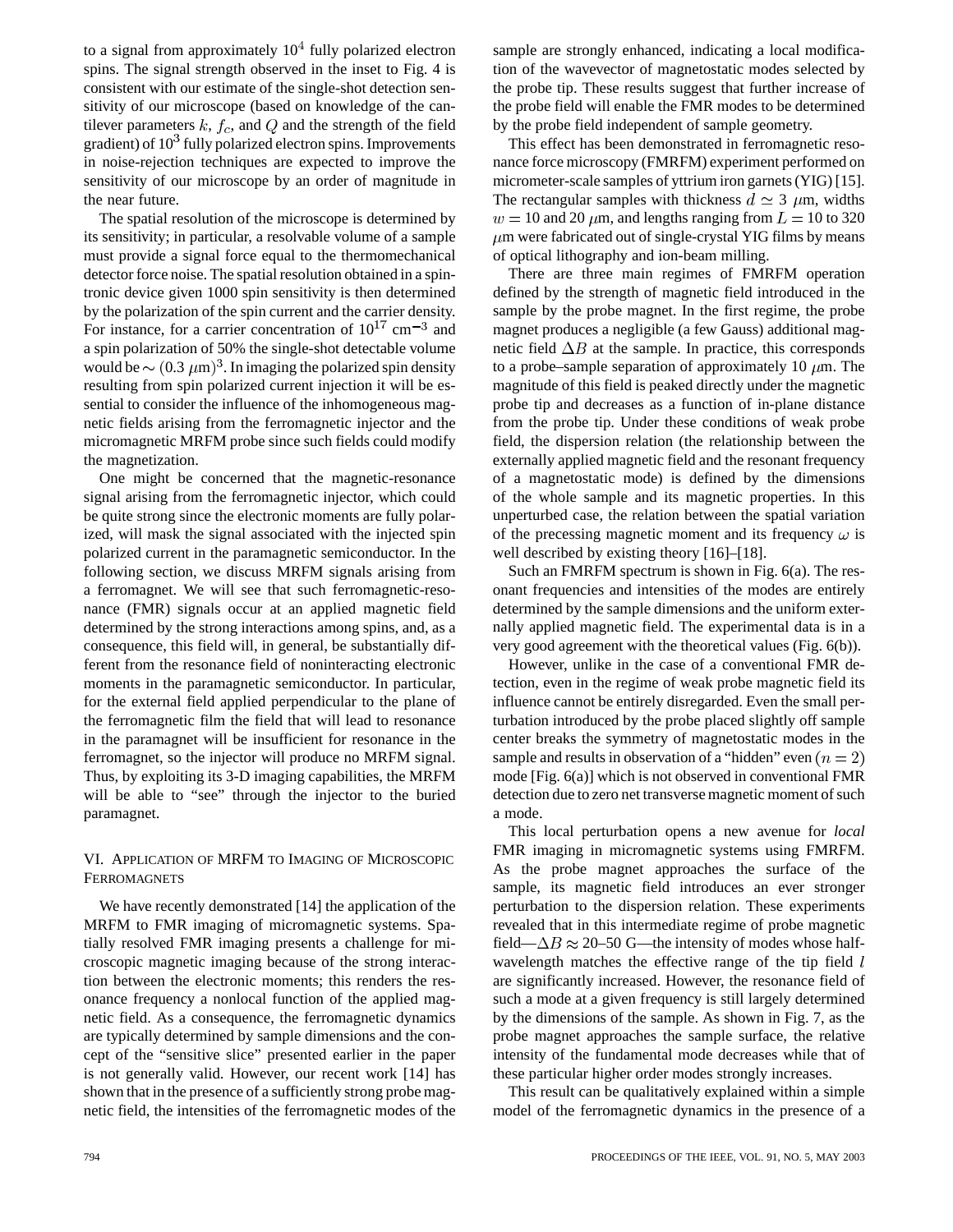to a signal from approximately $10^4$ fully polarized electron spins. The signal strength observed in the inset to Fig. 4 is consistent with our estimate of the single-shot detection sensitivity of our microscope (based on knowledge of the cantilever parameters $k$, $f_c$, and $Q$ and the strength of the field gradient) of $10^3$ fully polarized electron spins. Improvements in noise-rejection techniques are expected to improve the sensitivity of our microscope by an order of magnitude in the near future.

The spatial resolution of the microscope is determined by its sensitivity; in particular, a resolvable volume of a sample must provide a signal force equal to the thermomechanical detector force noise. The spatial resolution obtained in a spintronic device given 1000 spin sensitivity is then determined by the polarization of the spin current and the carrier density. For instance, for a carrier concentration of $10^{17}$ cm$^{-3}$ and a spin polarization of 50% the single-shot detectable volume would be $\sim (0.3\ \mu\text{m})^3$. In imaging the polarized spin density resulting from spin polarized current injection it will be essential to consider the influence of the inhomogeneous magnetic fields arising from the ferromagnetic injector and the micromagnetic MRFM probe since such fields could modify the magnetization.

One might be concerned that the magnetic-resonance signal arising from the ferromagnetic injector, which could be quite strong since the electronic moments are fully polarized, will mask the signal associated with the injected spin polarized current in the paramagnetic semiconductor. In the following section, we discuss MRFM signals arising from a ferromagnet. We will see that such ferromagnetic-resonance (FMR) signals occur at an applied magnetic field determined by the strong interactions among spins, and, as a consequence, this field will, in general, be substantially different from the resonance field of noninteracting electronic moments in the paramagnetic semiconductor. In particular, for the external field applied perpendicular to the plane of the ferromagnetic film the field that will lead to resonance in the paramagnet will be insufficient for resonance in the ferromagnet, so the injector will produce no MRFM signal. Thus, by exploiting its 3-D imaging capabilities, the MRFM will be able to "see" through the injector to the buried paramagnet.

## VI. Application of MRFM to Imaging of Microscopic Ferromagnets

We have recently demonstrated [14] the application of the MRFM to FMR imaging of micromagnetic systems. Spatially resolved FMR imaging presents a challenge for microscopic magnetic imaging because of the strong interaction between the electronic moments; this renders the resonance frequency a nonlocal function of the applied magnetic field. As a consequence, the ferromagnetic dynamics are typically determined by sample dimensions and the concept of the "sensitive slice" presented earlier in the paper is not generally valid. However, our recent work [14] has shown that in the presence of a sufficiently strong probe magnetic field, the intensities of the ferromagnetic modes of the sample are strongly enhanced, indicating a local modification of the wavevector of magnetostatic modes selected by the probe tip. These results suggest that further increase of the probe field will enable the FMR modes to be determined by the probe field independent of sample geometry.

This effect has been demonstrated in ferromagnetic resonance force microscopy (FMRFM) experiment performed on micrometer-scale samples of yttrium iron garnets (YIG) [15]. The rectangular samples with thickness $d \simeq 3\ \mu$m, widths $w = 10$ and 20 $\mu$m, and lengths ranging from $L = 10$ to 320 $\mu$m were fabricated out of single-crystal YIG films by means of optical lithography and ion-beam milling.

There are three main regimes of FMRFM operation defined by the strength of magnetic field introduced in the sample by the probe magnet. In the first regime, the probe magnet produces a negligible (a few Gauss) additional magnetic field $\Delta B$ at the sample. In practice, this corresponds to a probe–sample separation of approximately 10 $\mu$m. The magnitude of this field is peaked directly under the magnetic probe tip and decreases as a function of in-plane distance from the probe tip. Under these conditions of weak probe field, the dispersion relation (the relationship between the externally applied magnetic field and the resonant frequency of a magnetostatic mode) is defined by the dimensions of the whole sample and its magnetic properties. In this unperturbed case, the relation between the spatial variation of the precessing magnetic moment and its frequency $\omega$ is well described by existing theory [16]–[18].

Such an FMRFM spectrum is shown in Fig. 6(a). The resonant frequencies and intensities of the modes are entirely determined by the sample dimensions and the uniform externally applied magnetic field. The experimental data is in a very good agreement with the theoretical values (Fig. 6(b)).

However, unlike in the case of a conventional FMR detection, even in the regime of weak probe magnetic field its influence cannot be entirely disregarded. Even the small perturbation introduced by the probe placed slightly off sample center breaks the symmetry of magnetostatic modes in the sample and results in observation of a "hidden" even $(n = 2)$ mode [Fig. 6(a)] which is not observed in conventional FMR detection due to zero net transverse magnetic moment of such a mode.

This local perturbation opens a new avenue for *local* FMR imaging in micromagnetic systems using FMRFM. As the probe magnet approaches the surface of the sample, its magnetic field introduces an ever stronger perturbation to the dispersion relation. These experiments revealed that in this intermediate regime of probe magnetic field—$\Delta B \approx 20$–50 G—the intensity of modes whose half-wavelength matches the effective range of the tip field $l$ are significantly increased. However, the resonance field of such a mode at a given frequency is still largely determined by the dimensions of the sample. As shown in Fig. 7, as the probe magnet approaches the sample surface, the relative intensity of the fundamental mode decreases while that of these particular higher order modes strongly increases.

This result can be qualitatively explained within a simple model of the ferromagnetic dynamics in the presence of a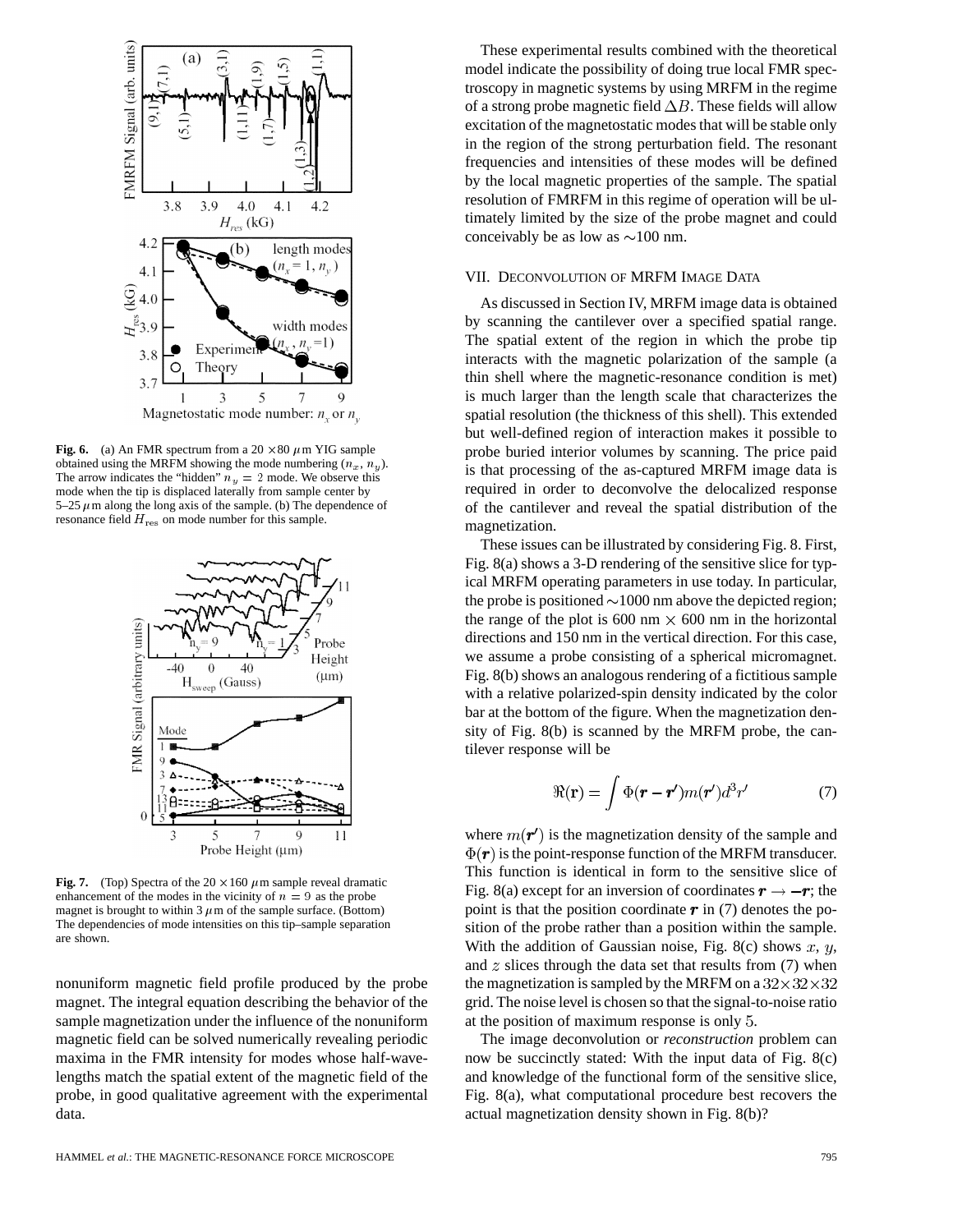Fig. 6. (a) An FMR spectrum from a $20 \times 80$ $\mu$m YIG sample obtained using the MRFM showing the mode numbering ($n_x$, $n_y$). The arrow indicates the "hidden" $n_y = 2$ mode. We observe this mode when the tip is displaced laterally from sample center by 5–25 $\mu$m along the long axis of the sample. (b) The dependence of resonance field $H_{\rm res}$ on mode number for this sample.

Fig. 7. (Top) Spectra of the $20 \times 160$ $\mu$m sample reveal dramatic enhancement of the modes in the vicinity of $n = 9$ as the probe magnet is brought to within 3 $\mu$m of the sample surface. (Bottom) The dependencies of mode intensities on this tip–sample separation are shown.

nonuniform magnetic field profile produced by the probe magnet. The integral equation describing the behavior of the sample magnetization under the influence of the nonuniform magnetic field can be solved numerically revealing periodic maxima in the FMR intensity for modes whose half-wavelengths match the spatial extent of the magnetic field of the probe, in good qualitative agreement with the experimental data.

These experimental results combined with the theoretical model indicate the possibility of doing true local FMR spectroscopy in magnetic systems by using MRFM in the regime of a strong probe magnetic field $\Delta B$. These fields will allow excitation of the magnetostatic modes that will be stable only in the region of the strong perturbation field. The resonant frequencies and intensities of these modes will be defined by the local magnetic properties of the sample. The spatial resolution of FMRFM in this regime of operation will be ultimately limited by the size of the probe magnet and could conceivably be as low as $\sim$100 nm.

## VII. Deconvolution of MRFM Image Data

As discussed in Section IV, MRFM image data is obtained by scanning the cantilever over a specified spatial range. The spatial extent of the region in which the probe tip interacts with the magnetic polarization of the sample (a thin shell where the magnetic-resonance condition is met) is much larger than the length scale that characterizes the spatial resolution (the thickness of this shell). This extended but well-defined region of interaction makes it possible to probe buried interior volumes by scanning. The price paid is that processing of the as-captured MRFM image data is required in order to deconvolve the delocalized response of the cantilever and reveal the spatial distribution of the magnetization.

These issues can be illustrated by considering Fig. 8. First, Fig. 8(a) shows a 3-D rendering of the sensitive slice for typical MRFM operating parameters in use today. In particular, the probe is positioned $\sim$1000 nm above the depicted region; the range of the plot is 600 nm $\times$ 600 nm in the horizontal directions and 150 nm in the vertical direction. For this case, we assume a probe consisting of a spherical micromagnet. Fig. 8(b) shows an analogous rendering of a fictitious sample with a relative polarized-spin density indicated by the color bar at the bottom of the figure. When the magnetization density of Fig. 8(b) is scanned by the MRFM probe, the cantilever response will be

$$\Re(\mathbf{r}) = \int \Phi(\boldsymbol{r} - \boldsymbol{r}')m(\boldsymbol{r}')d^3r' \tag{7}$$

where $m(\boldsymbol{r}')$ is the magnetization density of the sample and $\Phi(\boldsymbol{r})$ is the point-response function of the MRFM transducer. This function is identical in form to the sensitive slice of Fig. 8(a) except for an inversion of coordinates $\boldsymbol{r} \rightarrow -\boldsymbol{r}$; the point is that the position coordinate $\boldsymbol{r}$ in (7) denotes the position of the probe rather than a position within the sample. With the addition of Gaussian noise, Fig. 8(c) shows $x$, $y$, and $z$ slices through the data set that results from (7) when the magnetization is sampled by the MRFM on a $32 \times 32 \times 32$ grid. The noise level is chosen so that the signal-to-noise ratio at the position of maximum response is only 5.

The image deconvolution or *reconstruction* problem can now be succinctly stated: With the input data of Fig. 8(c) and knowledge of the functional form of the sensitive slice, Fig. 8(a), what computational procedure best recovers the actual magnetization density shown in Fig. 8(b)?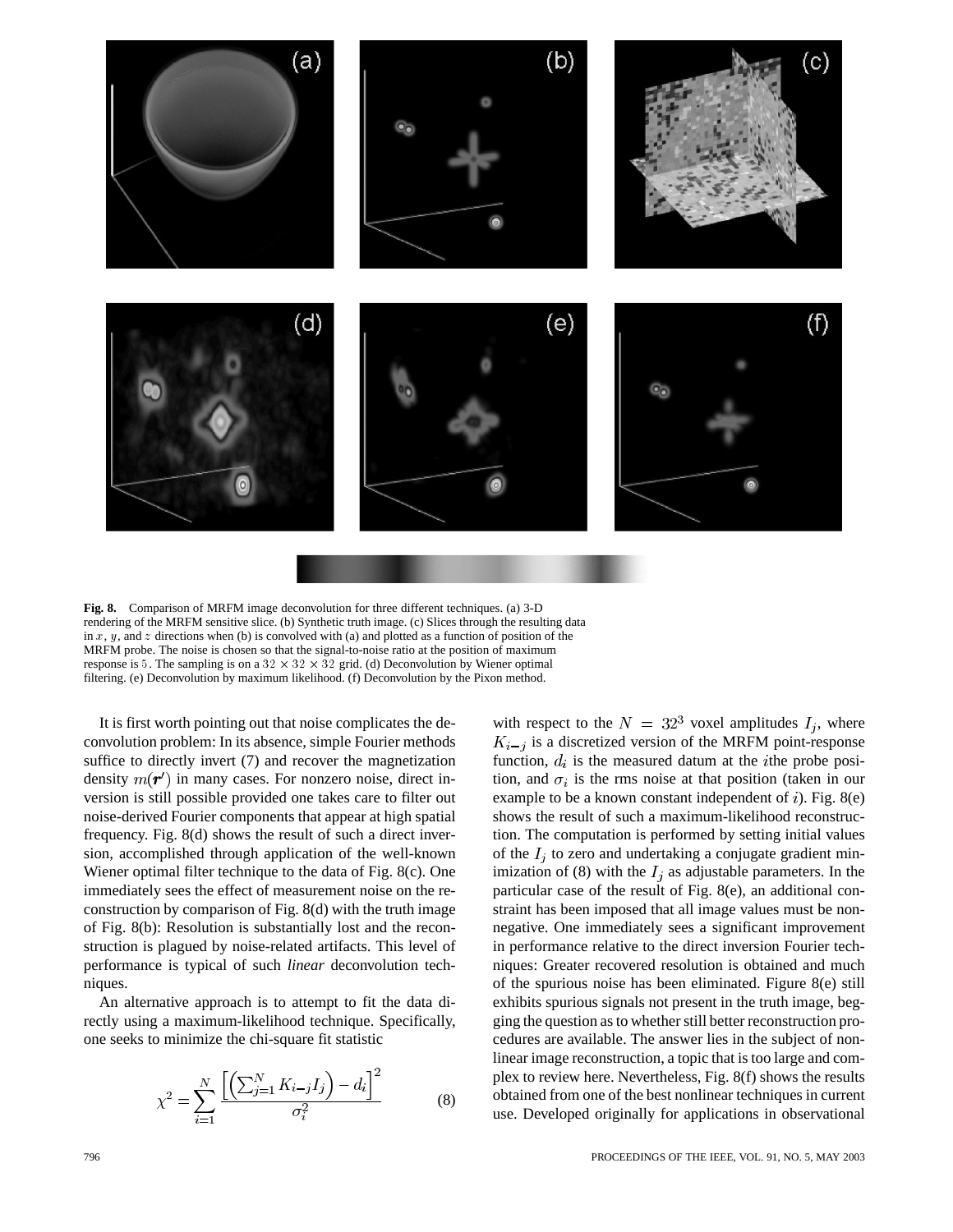**Fig. 8.** Comparison of MRFM image deconvolution for three different techniques. (a) 3-D rendering of the MRFM sensitive slice. (b) Synthetic truth image. (c) Slices through the resulting data in $x$, $y$, and $z$ directions when (b) is convolved with (a) and plotted as a function of position of the MRFM probe. The noise is chosen so that the signal-to-noise ratio at the position of maximum response is 5. The sampling is on a $32 \times 32 \times 32$ grid. (d) Deconvolution by Wiener optimal filtering. (e) Deconvolution by maximum likelihood. (f) Deconvolution by the Pixon method.

It is first worth pointing out that noise complicates the deconvolution problem: In its absence, simple Fourier methods suffice to directly invert (7) and recover the magnetization density $m(\boldsymbol{r}')$ in many cases. For nonzero noise, direct inversion is still possible provided one takes care to filter out noise-derived Fourier components that appear at high spatial frequency. Fig. 8(d) shows the result of such a direct inversion, accomplished through application of the well-known Wiener optimal filter technique to the data of Fig. 8(c). One immediately sees the effect of measurement noise on the reconstruction by comparison of Fig. 8(d) with the truth image of Fig. 8(b): Resolution is substantially lost and the reconstruction is plagued by noise-related artifacts. This level of performance is typical of such *linear* deconvolution techniques.

An alternative approach is to attempt to fit the data directly using a maximum-likelihood technique. Specifically, one seeks to minimize the chi-square fit statistic

$$\chi^2 = \sum_{i=1}^{N} \frac{\left[\left(\sum_{j=1}^{N} K_{i-j} I_j\right) - d_i\right]^2}{\sigma_i^2} \qquad (8)$$

with respect to the $N = 32^3$ voxel amplitudes $I_j$, where $K_{i-j}$ is a discretized version of the MRFM point-response function, $d_i$ is the measured datum at the $i$the probe position, and $\sigma_i$ is the rms noise at that position (taken in our example to be a known constant independent of $i$). Fig. 8(e) shows the result of such a maximum-likelihood reconstruction. The computation is performed by setting initial values of the $I_j$ to zero and undertaking a conjugate gradient minimization of (8) with the $I_j$ as adjustable parameters. In the particular case of the result of Fig. 8(e), an additional constraint has been imposed that all image values must be nonnegative. One immediately sees a significant improvement in performance relative to the direct inversion Fourier techniques: Greater recovered resolution is obtained and much of the spurious noise has been eliminated. Figure 8(e) still exhibits spurious signals not present in the truth image, begging the question as to whether still better reconstruction procedures are available. The answer lies in the subject of nonlinear image reconstruction, a topic that is too large and complex to review here. Nevertheless, Fig. 8(f) shows the results obtained from one of the best nonlinear techniques in current use. Developed originally for applications in observational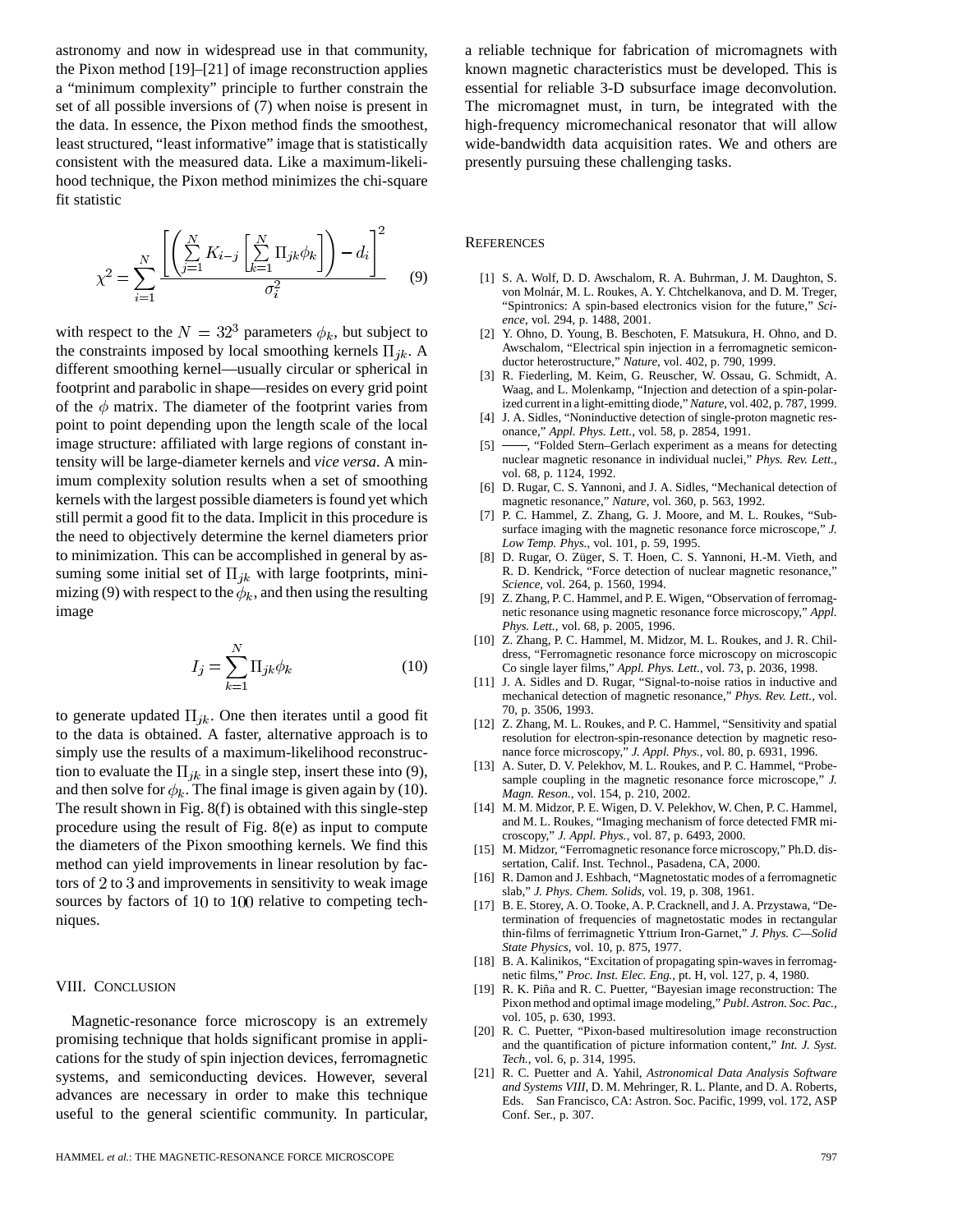astronomy and now in widespread use in that community, the Pixon method [19]–[21] of image reconstruction applies a "minimum complexity" principle to further constrain the set of all possible inversions of (7) when noise is present in the data. In essence, the Pixon method finds the smoothest, least structured, "least informative" image that is statistically consistent with the measured data. Like a maximum-likelihood technique, the Pixon method minimizes the chi-square fit statistic

$$\chi^2 = \sum_{i=1}^{N} \frac{\left[\left(\sum_{j=1}^{N} K_{i-j}\left[\sum_{k=1}^{N} \Pi_{jk}\phi_k\right]\right) - d_i\right]^2}{\sigma_i^2} \tag{9}$$

with respect to the $N = 32^3$ parameters $\phi_k$, but subject to the constraints imposed by local smoothing kernels $\Pi_{jk}$. A different smoothing kernel—usually circular or spherical in footprint and parabolic in shape—resides on every grid point of the $\phi$ matrix. The diameter of the footprint varies from point to point depending upon the length scale of the local image structure: affiliated with large regions of constant intensity will be large-diameter kernels and *vice versa*. A minimum complexity solution results when a set of smoothing kernels with the largest possible diameters is found yet which still permit a good fit to the data. Implicit in this procedure is the need to objectively determine the kernel diameters prior to minimization. This can be accomplished in general by assuming some initial set of $\Pi_{jk}$ with large footprints, minimizing (9) with respect to the $\phi_k$, and then using the resulting image

$$I_j = \sum_{k=1}^{N} \Pi_{jk}\phi_k \tag{10}$$

to generate updated $\Pi_{jk}$. One then iterates until a good fit to the data is obtained. A faster, alternative approach is to simply use the results of a maximum-likelihood reconstruction to evaluate the $\Pi_{jk}$ in a single step, insert these into (9), and then solve for $\phi_k$. The final image is given again by (10). The result shown in Fig. 8(f) is obtained with this single-step procedure using the result of Fig. 8(e) as input to compute the diameters of the Pixon smoothing kernels. We find this method can yield improvements in linear resolution by factors of 2 to 3 and improvements in sensitivity to weak image sources by factors of 10 to 100 relative to competing techniques.

## VIII. Conclusion

Magnetic-resonance force microscopy is an extremely promising technique that holds significant promise in applications for the study of spin injection devices, ferromagnetic systems, and semiconducting devices. However, several advances are necessary in order to make this technique useful to the general scientific community. In particular, a reliable technique for fabrication of micromagnets with known magnetic characteristics must be developed. This is essential for reliable 3-D subsurface image deconvolution. The micromagnet must, in turn, be integrated with the high-frequency micromechanical resonator that will allow wide-bandwidth data acquisition rates. We and others are presently pursuing these challenging tasks.

## References

[1] S. A. Wolf, D. D. Awschalom, R. A. Buhrman, J. M. Daughton, S. von Molnár, M. L. Roukes, A. Y. Chtchelkanova, and D. M. Treger, "Spintronics: A spin-based electronics vision for the future," *Science*, vol. 294, p. 1488, 2001.

[2] Y. Ohno, D. Young, B. Beschoten, F. Matsukura, H. Ohno, and D. Awschalom, "Electrical spin injection in a ferromagnetic semiconductor heterostructure," *Nature*, vol. 402, p. 790, 1999.

[3] R. Fiederling, M. Keim, G. Reuscher, W. Ossau, G. Schmidt, A. Waag, and L. Molenkamp, "Injection and detection of a spin-polarized current in a light-emitting diode," *Nature*, vol. 402, p. 787, 1999.

[4] J. A. Sidles, "Noninductive detection of single-proton magnetic resonance," *Appl. Phys. Lett.*, vol. 58, p. 2854, 1991.

[5] ——, "Folded Stern–Gerlach experiment as a means for detecting nuclear magnetic resonance in individual nuclei," *Phys. Rev. Lett.*, vol. 68, p. 1124, 1992.

[6] D. Rugar, C. S. Yannoni, and J. A. Sidles, "Mechanical detection of magnetic resonance," *Nature*, vol. 360, p. 563, 1992.

[7] P. C. Hammel, Z. Zhang, G. J. Moore, and M. L. Roukes, "Subsurface imaging with the magnetic resonance force microscope," *J. Low Temp. Phys.*, vol. 101, p. 59, 1995.

[8] D. Rugar, O. Züger, S. T. Hoen, C. S. Yannoni, H.-M. Vieth, and R. D. Kendrick, "Force detection of nuclear magnetic resonance," *Science*, vol. 264, p. 1560, 1994.

[9] Z. Zhang, P. C. Hammel, and P. E. Wigen, "Observation of ferromagnetic resonance using magnetic resonance force microscopy," *Appl. Phys. Lett.*, vol. 68, p. 2005, 1996.

[10] Z. Zhang, P. C. Hammel, M. Midzor, M. L. Roukes, and J. R. Childress, "Ferromagnetic resonance force microscopy on microscopic Co single layer films," *Appl. Phys. Lett.*, vol. 73, p. 2036, 1998.

[11] J. A. Sidles and D. Rugar, "Signal-to-noise ratios in inductive and mechanical detection of magnetic resonance," *Phys. Rev. Lett.*, vol. 70, p. 3506, 1993.

[12] Z. Zhang, M. L. Roukes, and P. C. Hammel, "Sensitivity and spatial resolution for electron-spin-resonance detection by magnetic resonance force microscopy," *J. Appl. Phys.*, vol. 80, p. 6931, 1996.

[13] A. Suter, D. V. Pelekhov, M. L. Roukes, and P. C. Hammel, "Probe-sample coupling in the magnetic resonance force microscope," *J. Magn. Reson.*, vol. 154, p. 210, 2002.

[14] M. M. Midzor, P. E. Wigen, D. V. Pelekhov, W. Chen, P. C. Hammel, and M. L. Roukes, "Imaging mechanism of force detected FMR microscopy," *J. Appl. Phys.*, vol. 87, p. 6493, 2000.

[15] M. Midzor, "Ferromagnetic resonance force microscopy," Ph.D. dissertation, Calif. Inst. Technol., Pasadena, CA, 2000.

[16] R. Damon and J. Eshbach, "Magnetostatic modes of a ferromagnetic slab," *J. Phys. Chem. Solids*, vol. 19, p. 308, 1961.

[17] B. E. Storey, A. O. Tooke, A. P. Cracknell, and J. A. Przystawa, "Determination of frequencies of magnetostatic modes in rectangular thin-films of ferrimagnetic Yttrium Iron-Garnet," *J. Phys. C—Solid State Physics*, vol. 10, p. 875, 1977.

[18] B. A. Kalinikos, "Excitation of propagating spin-waves in ferromagnetic films," *Proc. Inst. Elec. Eng.*, pt. H, vol. 127, p. 4, 1980.

[19] R. K. Piña and R. C. Puetter, "Bayesian image reconstruction: The Pixon method and optimal image modeling," *Publ. Astron. Soc. Pac.*, vol. 105, p. 630, 1993.

[20] R. C. Puetter, "Pixon-based multiresolution image reconstruction and the quantification of picture information content," *Int. J. Syst. Tech.*, vol. 6, p. 314, 1995.

[21] R. C. Puetter and A. Yahil, *Astronomical Data Analysis Software and Systems VIII*, D. M. Mehringer, R. L. Plante, and D. A. Roberts, Eds. San Francisco, CA: Astron. Soc. Pacific, 1999, vol. 172, ASP Conf. Ser., p. 307.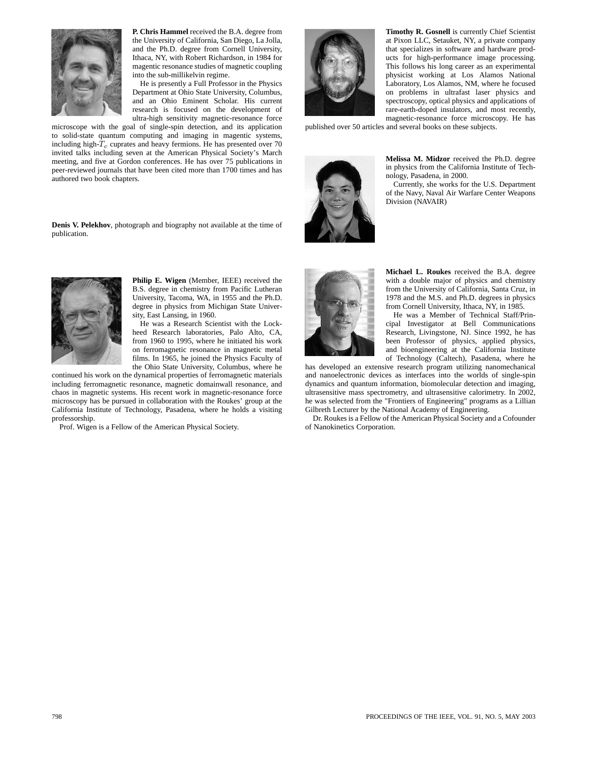**P. Chris Hammel** received the B.A. degree from the University of California, San Diego, La Jolla, and the Ph.D. degree from Cornell University, Ithaca, NY, with Robert Richardson, in 1984 for magentic resonance studies of magnetic coupling into the sub-millikelvin regime.

He is presently a Full Professor in the Physics Department at Ohio State University, Columbus, and an Ohio Eminent Scholar. His current research is focused on the development of ultra-high sensitivity magnetic-resonance force microscope with the goal of single-spin detection, and its application to solid-state quantum computing and imaging in magentic systems, including high-$T_c$ cuprates and heavy fermions. He has presented over 70 invited talks including seven at the American Physical Society's March meeting, and five at Gordon conferences. He has over 75 publications in peer-reviewed journals that have been cited more than 1700 times and has authored two book chapters.

**Denis V. Pelekhov**, photograph and biography not available at the time of publication.

**Philip E. Wigen** (Member, IEEE) received the B.S. degree in chemistry from Pacific Lutheran University, Tacoma, WA, in 1955 and the Ph.D. degree in physics from Michigan State University, East Lansing, in 1960.

He was a Research Scientist with the Lockheed Research laboratories, Palo Alto, CA, from 1960 to 1995, where he initiated his work on ferromagnetic resonance in magnetic metal films. In 1965, he joined the Physics Faculty of the Ohio State University, Columbus, where he continued his work on the dynamical properties of ferromagnetic materials including ferromagnetic resonance, magnetic domainwall resonance, and chaos in magnetic systems. His recent work in magnetic-resonance force microscopy has be pursued in collaboration with the Roukes' group at the California Institute of Technology, Pasadena, where he holds a visiting professorship.

Prof. Wigen is a Fellow of the American Physical Society.

**Timothy R. Gosnell** is currently Chief Scientist at Pixon LLC, Setauket, NY, a private company that specializes in software and hardware products for high-performance image processing. This follows his long career as an experimental physicist working at Los Alamos National Laboratory, Los Alamos, NM, where he focused on problems in ultrafast laser physics and spectroscopy, optical physics and applications of rare-earth-doped insulators, and most recently, magnetic-resonance force microscopy. He has published over 50 articles and several books on these subjects.

**Melissa M. Midzor** received the Ph.D. degree in physics from the California Institute of Technology, Pasadena, in 2000.

Currently, she works for the U.S. Department of the Navy, Naval Air Warfare Center Weapons Division (NAVAIR)

**Michael L. Roukes** received the B.A. degree with a double major of physics and chemistry from the University of California, Santa Cruz, in 1978 and the M.S. and Ph.D. degrees in physics from Cornell University, Ithaca, NY, in 1985.

He was a Member of Technical Staff/Principal Investigator at Bell Communications Research, Livingstone, NJ. Since 1992, he has been Professor of physics, applied physics, and bioengineering at the California Institute of Technology (Caltech), Pasadena, where he has developed an extensive research program utilizing nanomechanical and nanoelectronic devices as interfaces into the worlds of single-spin dynamics and quantum information, biomolecular detection and imaging, ultrasensitive mass spectrometry, and ultrasensitive calorimetry. In 2002, he was selected from the "Frontiers of Engineering" programs as a Lillian Gilbreth Lecturer by the National Academy of Engineering.

Dr. Roukes is a Fellow of the American Physical Society and a Cofounder of Nanokinetics Corporation.